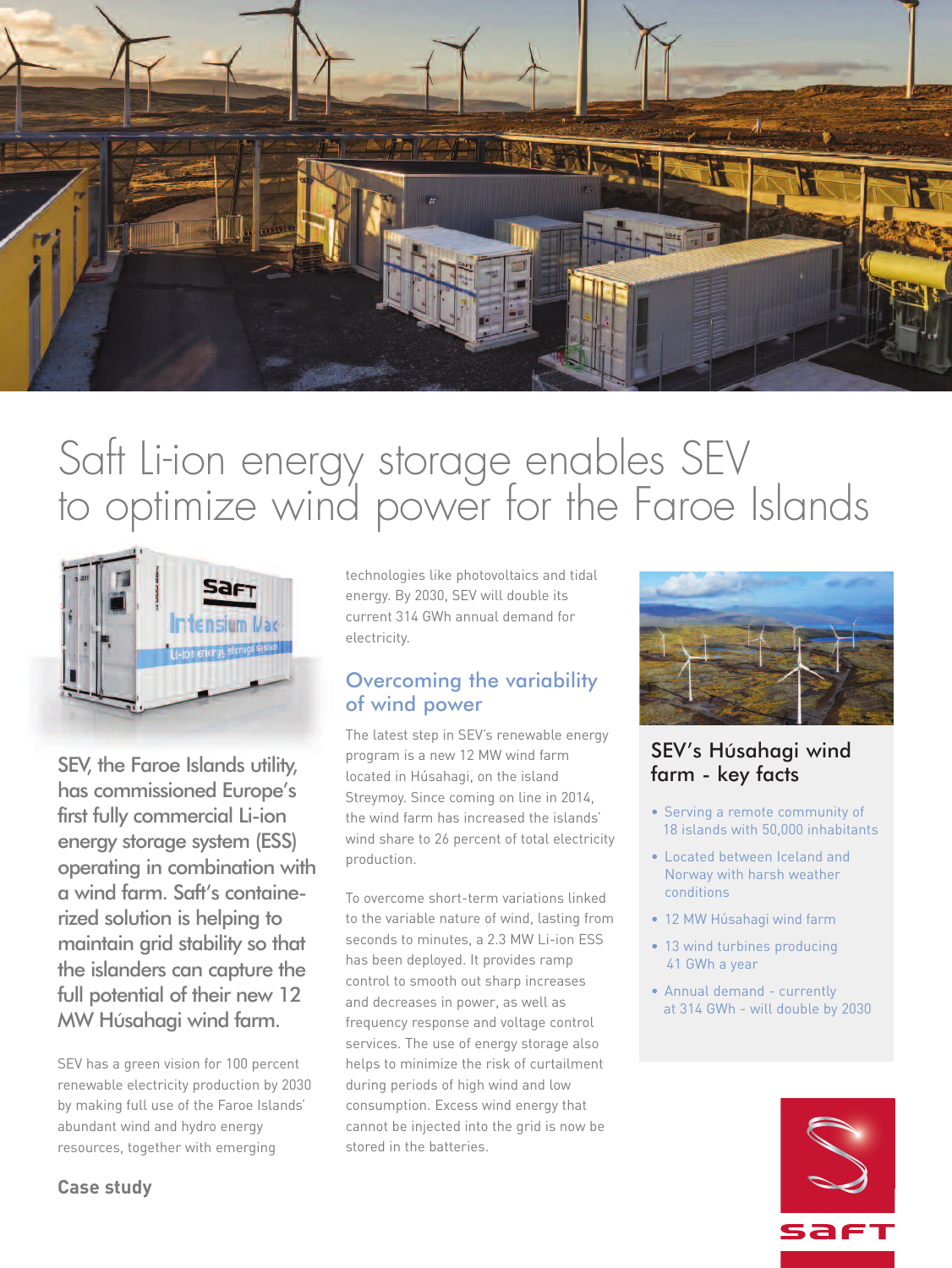# Saft Li-ion energy storage enables SEV to optimize wind power for the Faroe Islands

SEV, the Faroe Islands utility, has commissioned Europe's first fully commercial Li-ion energy storage system (ESS) operating in combination with a wind farm. Saft's containerized solution is helping to maintain grid stability so that the islanders can capture the full potential of their new 12 MW Húsahagi wind farm.

SEV has a green vision for 100 percent renewable electricity production by 2030 by making full use of the Faroe Islands' abundant wind and hydro energy resources, together with emerging technologies like photovoltaics and tidal energy. By 2030, SEV will double its current 314 GWh annual demand for electricity.

## Overcoming the variability of wind power

The latest step in SEV's renewable energy program is a new 12 MW wind farm located in Húsahagi, on the island Streymoy. Since coming on line in 2014, the wind farm has increased the islands' wind share to 26 percent of total electricity production.

To overcome short-term variations linked to the variable nature of wind, lasting from seconds to minutes, a 2.3 MW Li-ion ESS has been deployed. It provides ramp control to smooth out sharp increases and decreases in power, as well as frequency response and voltage control services. The use of energy storage also helps to minimize the risk of curtailment during periods of high wind and low consumption. Excess wind energy that cannot be injected into the grid is now be stored in the batteries.

## SEV's Húsahagi wind farm - key facts

- Serving a remote community of 18 islands with 50,000 inhabitants
- Located between Iceland and Norway with harsh weather conditions
- 12 MW Húsahagi wind farm
- 13 wind turbines producing 41 GWh a year
- Annual demand - currently at 314 GWh - will double by 2030

Case study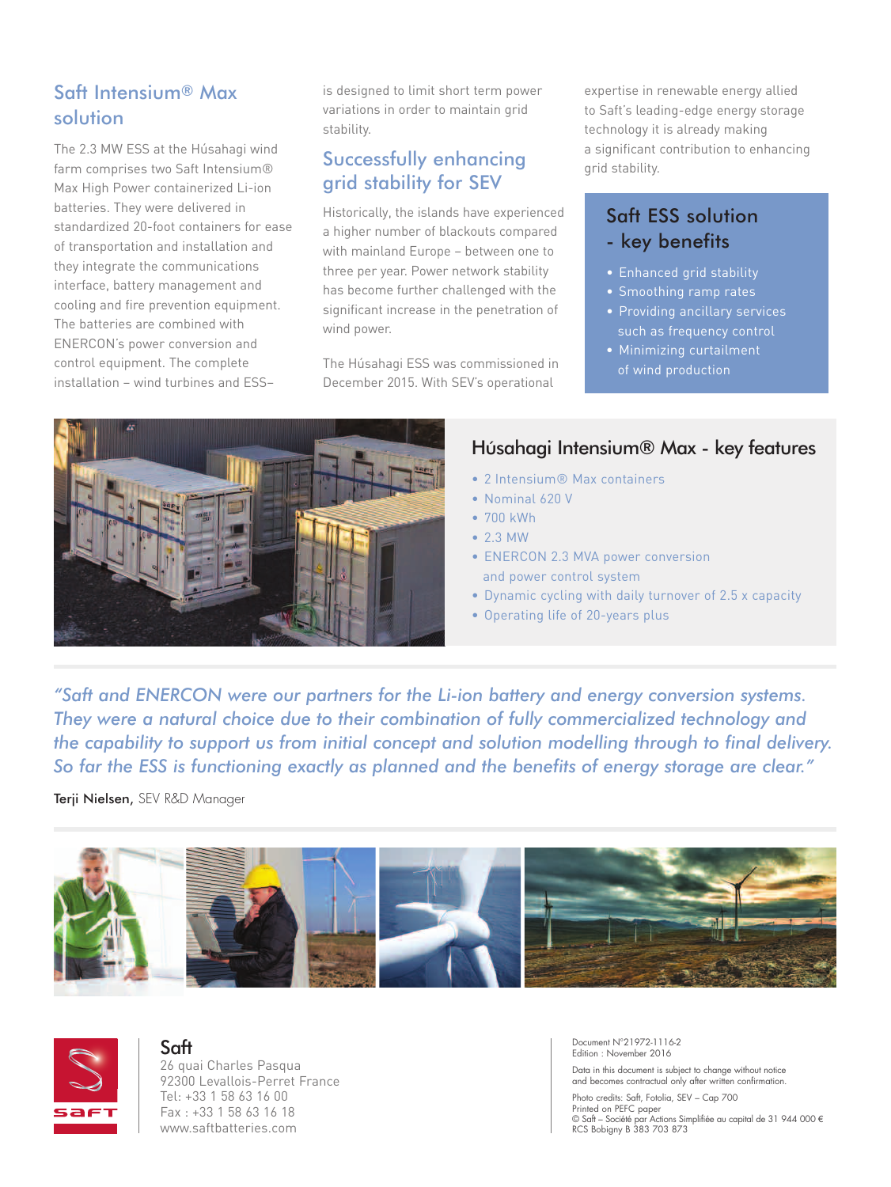## Saft Intensium® Max solution

The 2.3 MW ESS at the Húsahagi wind farm comprises two Saft Intensium® Max High Power containerized Li-ion batteries. They were delivered in standardized 20-foot containers for ease of transportation and installation and they integrate the communications interface, battery management and cooling and fire prevention equipment. The batteries are combined with ENERCON's power conversion and control equipment. The complete installation – wind turbines and ESS– is designed to limit short term power variations in order to maintain grid stability.

## Successfully enhancing grid stability for SEV

Historically, the islands have experienced a higher number of blackouts compared with mainland Europe – between one to three per year. Power network stability has become further challenged with the significant increase in the penetration of wind power.

The Húsahagi ESS was commissioned in December 2015. With SEV's operational expertise in renewable energy allied to Saft's leading-edge energy storage technology it is already making a significant contribution to enhancing grid stability.

### Saft ESS solution - key benefits

- Enhanced grid stability
- Smoothing ramp rates
- Providing ancillary services such as frequency control
- Minimizing curtailment of wind production

### Húsahagi Intensium® Max - key features

- 2 Intensium® Max containers
- Nominal 620 V
- 700 kWh
- 2.3 MW
- ENERCON 2.3 MVA power conversion and power control system
- Dynamic cycling with daily turnover of 2.5 x capacity
- Operating life of 20-years plus

*"Saft and ENERCON were our partners for the Li-ion battery and energy conversion systems. They were a natural choice due to their combination of fully commercialized technology and the capability to support us from initial concept and solution modelling through to final delivery. So far the ESS is functioning exactly as planned and the benefits of energy storage are clear."*

**Terji Nielsen,** SEV R&D Manager

Saft
26 quai Charles Pasqua
92300 Levallois-Perret France
Tel: +33 1 58 63 16 00
Fax : +33 1 58 63 16 18
www.saftbatteries.com

Document N°21972-1116-2
Edition : November 2016

Data in this document is subject to change without notice and becomes contractual only after written confirmation.

Photo credits: Saft, Fotolia, SEV – Cap 700
Printed on PEFC paper
© Saft – Société par Actions Simplifiée au capital de 31 944 000 €
RCS Bobigny B 383 703 873